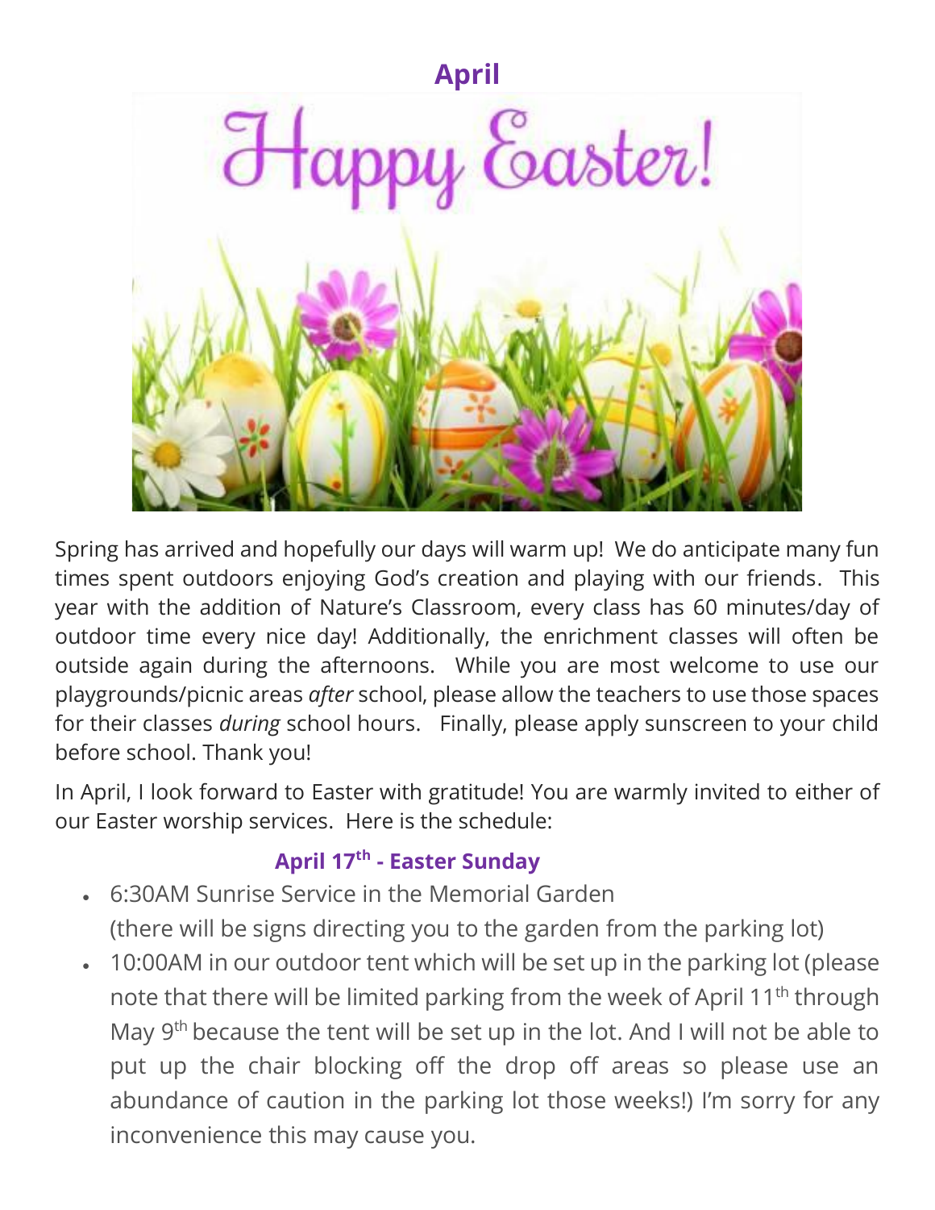# April

Happy Easter!

Spring has arrived and hopefully our days will warm up! We do anticipate many fun times spent outdoors enjoying God's creation and playing with our friends. This year with the addition of Nature's Classroom, every class has 60 minutes/day of outdoor time every nice day! Additionally, the enrichment classes will often be outside again during the afternoons. While you are most welcome to use our playgrounds/picnic areas *after* school, please allow the teachers to use those spaces for their classes *during* school hours. Finally, please apply sunscreen to your child before school. Thank you!

In April, I look forward to Easter with gratitude! You are warmly invited to either of our Easter worship services. Here is the schedule:

**April 17th - Easter Sunday**

- 6:30AM Sunrise Service in the Memorial Garden
  (there will be signs directing you to the garden from the parking lot)
- 10:00AM in our outdoor tent which will be set up in the parking lot (please note that there will be limited parking from the week of April 11th through May 9th because the tent will be set up in the lot. And I will not be able to put up the chair blocking off the drop off areas so please use an abundance of caution in the parking lot those weeks!) I'm sorry for any inconvenience this may cause you.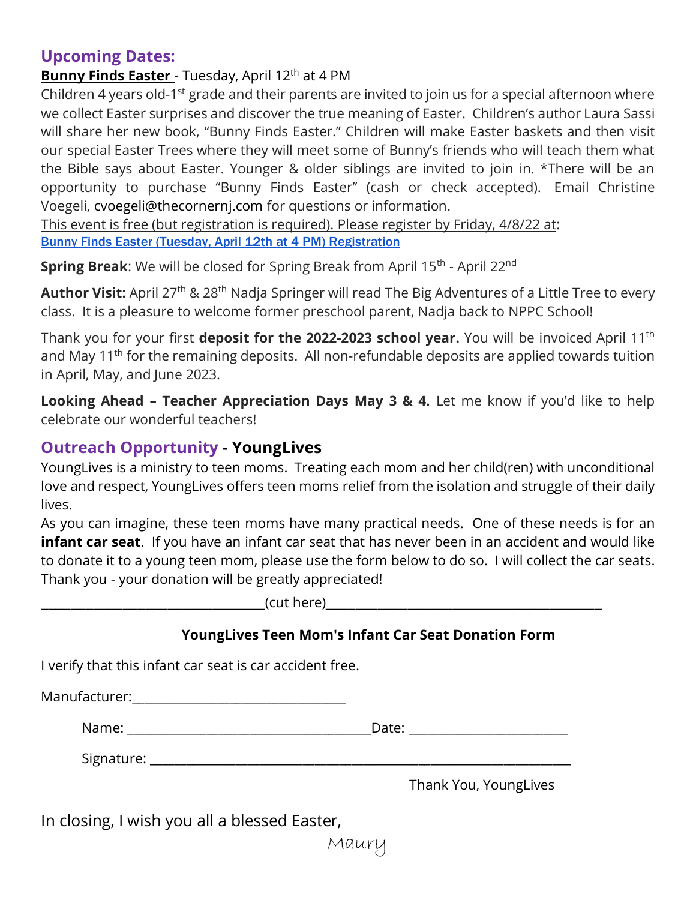## Upcoming Dates:

**Bunny Finds Easter** - Tuesday, April 12th at 4 PM

Children 4 years old-1st grade and their parents are invited to join us for a special afternoon where we collect Easter surprises and discover the true meaning of Easter. Children's author Laura Sassi will share her new book, "Bunny Finds Easter." Children will make Easter baskets and then visit our special Easter Trees where they will meet some of Bunny's friends who will teach them what the Bible says about Easter. Younger & older siblings are invited to join in. *There will be an opportunity to purchase "Bunny Finds Easter" (cash or check accepted). Email Christine Voegeli, cvoegeli@thecornernj.com for questions or information.

This event is free (but registration is required). Please register by Friday, 4/8/22 at:
Bunny Finds Easter (Tuesday, April 12th at 4 PM) Registration

**Spring Break**: We will be closed for Spring Break from April 15th - April 22nd

**Author Visit:** April 27th & 28th Nadja Springer will read The Big Adventures of a Little Tree to every class. It is a pleasure to welcome former preschool parent, Nadja back to NPPC School!

Thank you for your first **deposit for the 2022-2023 school year.** You will be invoiced April 11th and May 11th for the remaining deposits. All non-refundable deposits are applied towards tuition in April, May, and June 2023.

**Looking Ahead – Teacher Appreciation Days May 3 & 4.** Let me know if you'd like to help celebrate our wonderful teachers!

## Outreach Opportunity - YoungLives

YoungLives is a ministry to teen moms. Treating each mom and her child(ren) with unconditional love and respect, YoungLives offers teen moms relief from the isolation and struggle of their daily lives.

As you can imagine, these teen moms have many practical needs. One of these needs is for an **infant car seat**. If you have an infant car seat that has never been in an accident and would like to donate it to a young teen mom, please use the form below to do so. I will collect the car seats. Thank you - your donation will be greatly appreciated!

______________________________(cut here)____________________________________

**YoungLives Teen Mom's Infant Car Seat Donation Form**

I verify that this infant car seat is car accident free.

Manufacturer:_______________________________

Name: ____________________________________Date: ______________________

Signature: ______________________________________________________________

Thank You, YoungLives

In closing, I wish you all a blessed Easter,

Maury